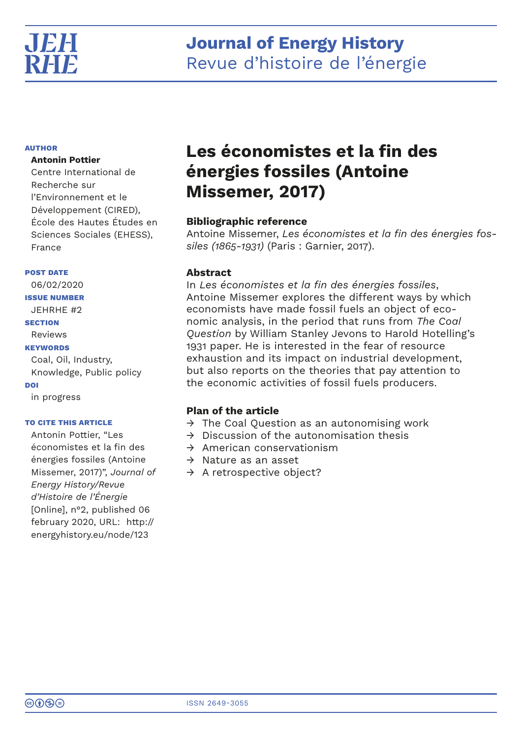# Journal of Energy History
Revue d'histoire de l'énergie

**AUTHOR**

**Antonin Pottier**
Centre International de Recherche sur l'Environnement et le Développement (CIRED), École des Hautes Études en Sciences Sociales (EHESS), France

**POST DATE**
06/02/2020

**ISSUE NUMBER**
JEHRHE #2

**SECTION**
Reviews

**KEYWORDS**
Coal, Oil, Industry, Knowledge, Public policy

**DOI**
in progress

**TO CITE THIS ARTICLE**
Antonin Pottier, "Les économistes et la fin des énergies fossiles (Antoine Missemer, 2017)", *Journal of Energy History/Revue d'Histoire de l'Énergie* [Online], n°2, published 06 february 2020, URL: http://energyhistory.eu/node/123

# Les économistes et la fin des énergies fossiles (Antoine Missemer, 2017)

### Bibliographic reference

Antoine Missemer, *Les économistes et la fin des énergies fossiles (1865-1931)* (Paris : Garnier, 2017).

### Abstract

In *Les économistes et la fin des énergies fossiles*, Antoine Missemer explores the different ways by which economists have made fossil fuels an object of economic analysis, in the period that runs from *The Coal Question* by William Stanley Jevons to Harold Hotelling's 1931 paper. He is interested in the fear of resource exhaustion and its impact on industrial development, but also reports on the theories that pay attention to the economic activities of fossil fuels producers.

### Plan of the article

- → The Coal Question as an autonomising work
- → Discussion of the autonomisation thesis
- → American conservationism
- → Nature as an asset
- → A retrospective object?

ISSN 2649-3055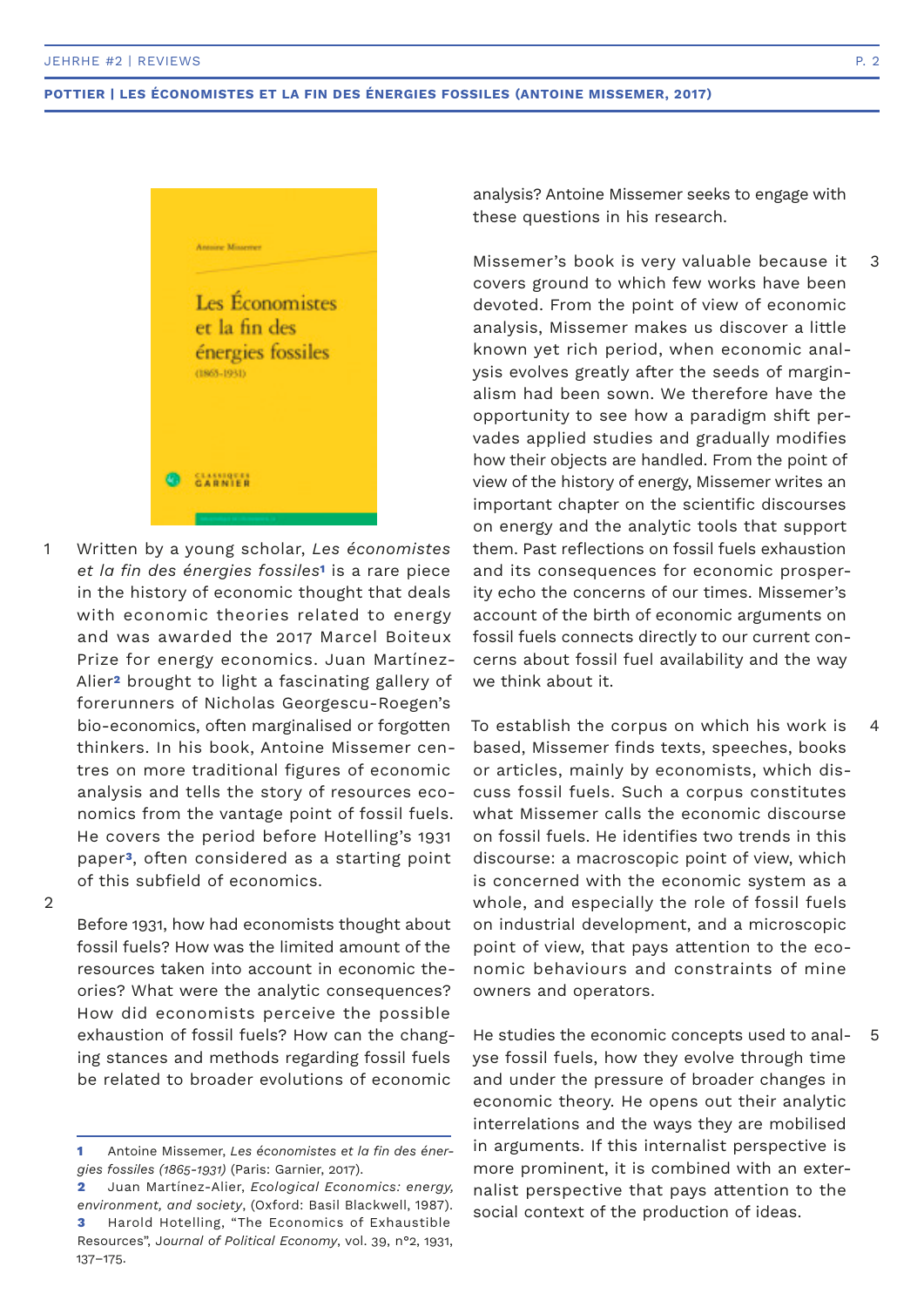1 Written by a young scholar, *Les économistes et la fin des énergies fossiles*[1] is a rare piece in the history of economic thought that deals with economic theories related to energy and was awarded the 2017 Marcel Boiteux Prize for energy economics. Juan Martínez-Alier[2] brought to light a fascinating gallery of forerunners of Nicholas Georgescu-Roegen's bio-economics, often marginalised or forgotten thinkers. In his book, Antoine Missemer centres on more traditional figures of economic analysis and tells the story of resources economics from the vantage point of fossil fuels. He covers the period before Hotelling's 1931 paper[3], often considered as a starting point of this subfield of economics.

2 Before 1931, how had economists thought about fossil fuels? How was the limited amount of the resources taken into account in economic theories? What were the analytic consequences? How did economists perceive the possible exhaustion of fossil fuels? How can the changing stances and methods regarding fossil fuels be related to broader evolutions of economic analysis? Antoine Missemer seeks to engage with these questions in his research.

3 Missemer's book is very valuable because it covers ground to which few works have been devoted. From the point of view of economic analysis, Missemer makes us discover a little known yet rich period, when economic analysis evolves greatly after the seeds of marginalism had been sown. We therefore have the opportunity to see how a paradigm shift pervades applied studies and gradually modifies how their objects are handled. From the point of view of the history of energy, Missemer writes an important chapter on the scientific discourses on energy and the analytic tools that support them. Past reflections on fossil fuels exhaustion and its consequences for economic prosperity echo the concerns of our times. Missemer's account of the birth of economic arguments on fossil fuels connects directly to our current concerns about fossil fuel availability and the way we think about it.

4 To establish the corpus on which his work is based, Missemer finds texts, speeches, books or articles, mainly by economists, which discuss fossil fuels. Such a corpus constitutes what Missemer calls the economic discourse on fossil fuels. He identifies two trends in this discourse: a macroscopic point of view, which is concerned with the economic system as a whole, and especially the role of fossil fuels on industrial development, and a microscopic point of view, that pays attention to the economic behaviours and constraints of mine owners and operators.

5 He studies the economic concepts used to analyse fossil fuels, how they evolve through time and under the pressure of broader changes in economic theory. He opens out their analytic interrelations and the ways they are mobilised in arguments. If this internalist perspective is more prominent, it is combined with an externalist perspective that pays attention to the social context of the production of ideas.

---

1 Antoine Missemer, *Les économistes et la fin des énergies fossiles (1865-1931)* (Paris: Garnier, 2017).

2 Juan Martínez-Alier, *Ecological Economics: energy, environment, and society*, (Oxford: Basil Blackwell, 1987).

3 Harold Hotelling, "The Economics of Exhaustible Resources", *Journal of Political Economy*, vol. 39, n°2, 1931, 137–175.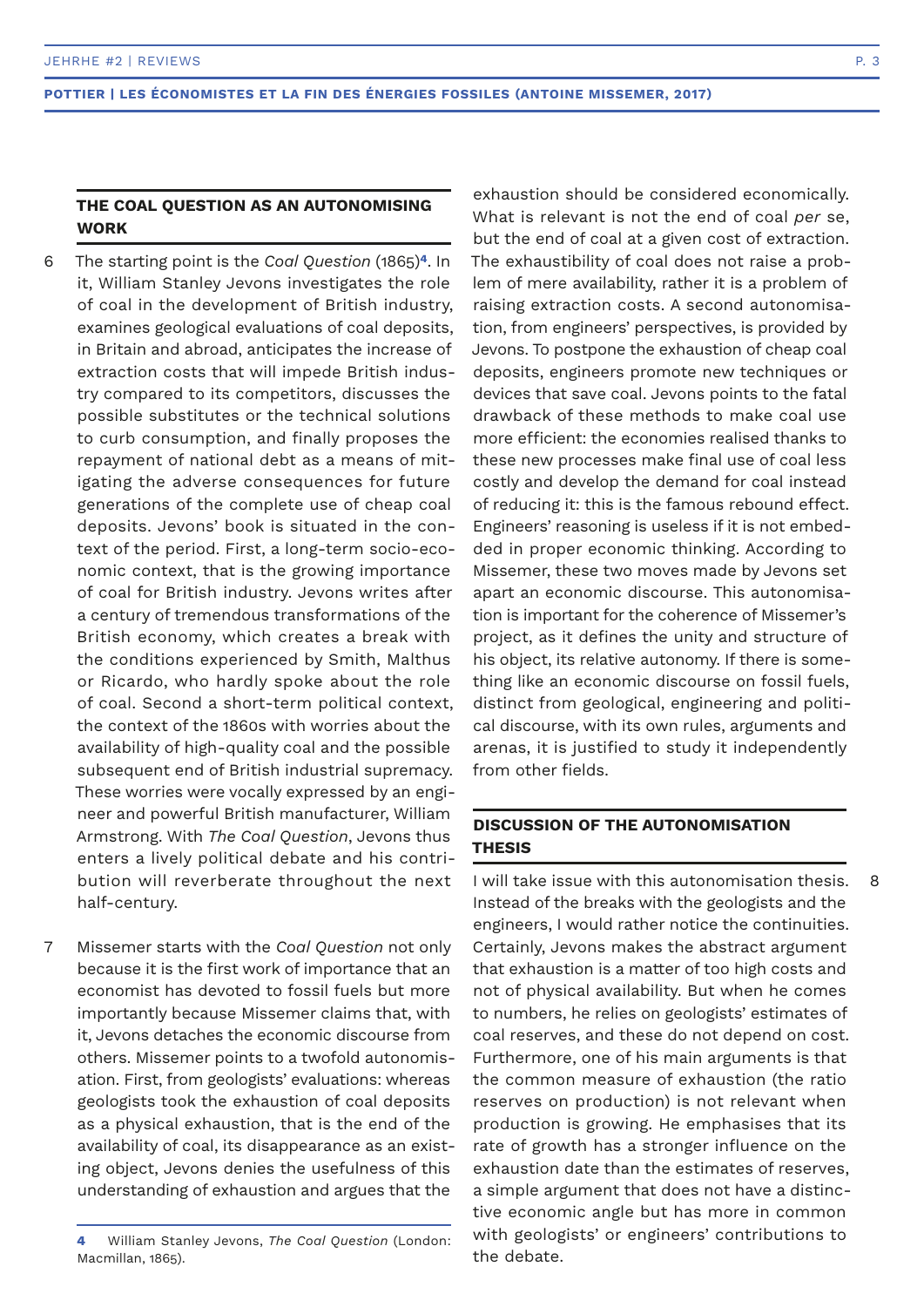## THE COAL QUESTION AS AN AUTONOMISING WORK

6 The starting point is the *Coal Question* (1865)[4]. In it, William Stanley Jevons investigates the role of coal in the development of British industry, examines geological evaluations of coal deposits, in Britain and abroad, anticipates the increase of extraction costs that will impede British industry compared to its competitors, discusses the possible substitutes or the technical solutions to curb consumption, and finally proposes the repayment of national debt as a means of mitigating the adverse consequences for future generations of the complete use of cheap coal deposits. Jevons' book is situated in the context of the period. First, a long-term socio-economic context, that is the growing importance of coal for British industry. Jevons writes after a century of tremendous transformations of the British economy, which creates a break with the conditions experienced by Smith, Malthus or Ricardo, who hardly spoke about the role of coal. Second a short-term political context, the context of the 1860s with worries about the availability of high-quality coal and the possible subsequent end of British industrial supremacy. These worries were vocally expressed by an engineer and powerful British manufacturer, William Armstrong. With *The Coal Question*, Jevons thus enters a lively political debate and his contribution will reverberate throughout the next half-century.

7 Missemer starts with the *Coal Question* not only because it is the first work of importance that an economist has devoted to fossil fuels but more importantly because Missemer claims that, with it, Jevons detaches the economic discourse from others. Missemer points to a twofold autonomisation. First, from geologists' evaluations: whereas geologists took the exhaustion of coal deposits as a physical exhaustion, that is the end of the availability of coal, its disappearance as an existing object, Jevons denies the usefulness of this understanding of exhaustion and argues that the exhaustion should be considered economically. What is relevant is not the end of coal *per* se, but the end of coal at a given cost of extraction. The exhaustibility of coal does not raise a problem of mere availability, rather it is a problem of raising extraction costs. A second autonomisation, from engineers' perspectives, is provided by Jevons. To postpone the exhaustion of cheap coal deposits, engineers promote new techniques or devices that save coal. Jevons points to the fatal drawback of these methods to make coal use more efficient: the economies realised thanks to these new processes make final use of coal less costly and develop the demand for coal instead of reducing it: this is the famous rebound effect. Engineers' reasoning is useless if it is not embedded in proper economic thinking. According to Missemer, these two moves made by Jevons set apart an economic discourse. This autonomisation is important for the coherence of Missemer's project, as it defines the unity and structure of his object, its relative autonomy. If there is something like an economic discourse on fossil fuels, distinct from geological, engineering and political discourse, with its own rules, arguments and arenas, it is justified to study it independently from other fields.

## DISCUSSION OF THE AUTONOMISATION THESIS

8 I will take issue with this autonomisation thesis. Instead of the breaks with the geologists and the engineers, I would rather notice the continuities. Certainly, Jevons makes the abstract argument that exhaustion is a matter of too high costs and not of physical availability. But when he comes to numbers, he relies on geologists' estimates of coal reserves, and these do not depend on cost. Furthermore, one of his main arguments is that the common measure of exhaustion (the ratio reserves on production) is not relevant when production is growing. He emphasises that its rate of growth has a stronger influence on the exhaustion date than the estimates of reserves, a simple argument that does not have a distinctive economic angle but has more in common with geologists' or engineers' contributions to the debate.

---

[4] William Stanley Jevons, *The Coal Question* (London: Macmillan, 1865).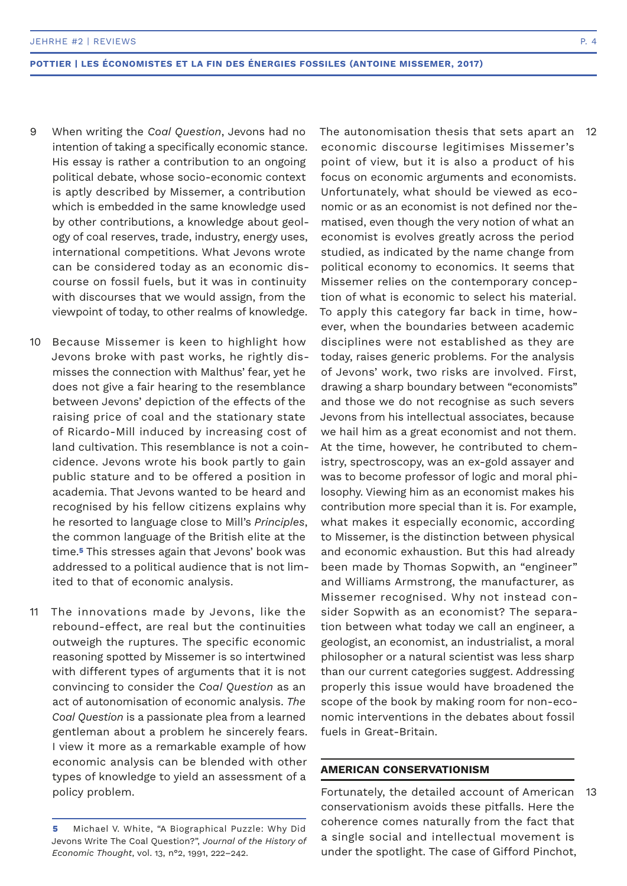9 When writing the *Coal Question*, Jevons had no intention of taking a specifically economic stance. His essay is rather a contribution to an ongoing political debate, whose socio-economic context is aptly described by Missemer, a contribution which is embedded in the same knowledge used by other contributions, a knowledge about geology of coal reserves, trade, industry, energy uses, international competitions. What Jevons wrote can be considered today as an economic discourse on fossil fuels, but it was in continuity with discourses that we would assign, from the viewpoint of today, to other realms of knowledge.

10 Because Missemer is keen to highlight how Jevons broke with past works, he rightly dismisses the connection with Malthus' fear, yet he does not give a fair hearing to the resemblance between Jevons' depiction of the effects of the raising price of coal and the stationary state of Ricardo-Mill induced by increasing cost of land cultivation. This resemblance is not a coincidence. Jevons wrote his book partly to gain public stature and to be offered a position in academia. That Jevons wanted to be heard and recognised by his fellow citizens explains why he resorted to language close to Mill's *Principles*, the common language of the British elite at the time.[5] This stresses again that Jevons' book was addressed to a political audience that is not limited to that of economic analysis.

11 The innovations made by Jevons, like the rebound-effect, are real but the continuities outweigh the ruptures. The specific economic reasoning spotted by Missemer is so intertwined with different types of arguments that it is not convincing to consider the *Coal Question* as an act of autonomisation of economic analysis. *The Coal Question* is a passionate plea from a learned gentleman about a problem he sincerely fears. I view it more as a remarkable example of how economic analysis can be blended with other types of knowledge to yield an assessment of a policy problem.

12 The autonomisation thesis that sets apart an economic discourse legitimises Missemer's point of view, but it is also a product of his focus on economic arguments and economists. Unfortunately, what should be viewed as economic or as an economist is not defined nor thematised, even though the very notion of what an economist is evolves greatly across the period studied, as indicated by the name change from political economy to economics. It seems that Missemer relies on the contemporary conception of what is economic to select his material. To apply this category far back in time, however, when the boundaries between academic disciplines were not established as they are today, raises generic problems. For the analysis of Jevons' work, two risks are involved. First, drawing a sharp boundary between "economists" and those we do not recognise as such severs Jevons from his intellectual associates, because we hail him as a great economist and not them. At the time, however, he contributed to chemistry, spectroscopy, was an ex-gold assayer and was to become professor of logic and moral philosophy. Viewing him as an economist makes his contribution more special than it is. For example, what makes it especially economic, according to Missemer, is the distinction between physical and economic exhaustion. But this had already been made by Thomas Sopwith, an "engineer" and Williams Armstrong, the manufacturer, as Missemer recognised. Why not instead consider Sopwith as an economist? The separation between what today we call an engineer, a geologist, an economist, an industrialist, a moral philosopher or a natural scientist was less sharp than our current categories suggest. Addressing properly this issue would have broadened the scope of the book by making room for non-economic interventions in the debates about fossil fuels in Great-Britain.

## AMERICAN CONSERVATIONISM

13 Fortunately, the detailed account of American conservationism avoids these pitfalls. Here the coherence comes naturally from the fact that a single social and intellectual movement is under the spotlight. The case of Gifford Pinchot,

[5] Michael V. White, "A Biographical Puzzle: Why Did Jevons Write The Coal Question?", *Journal of the History of Economic Thought*, vol. 13, n°2, 1991, 222–242.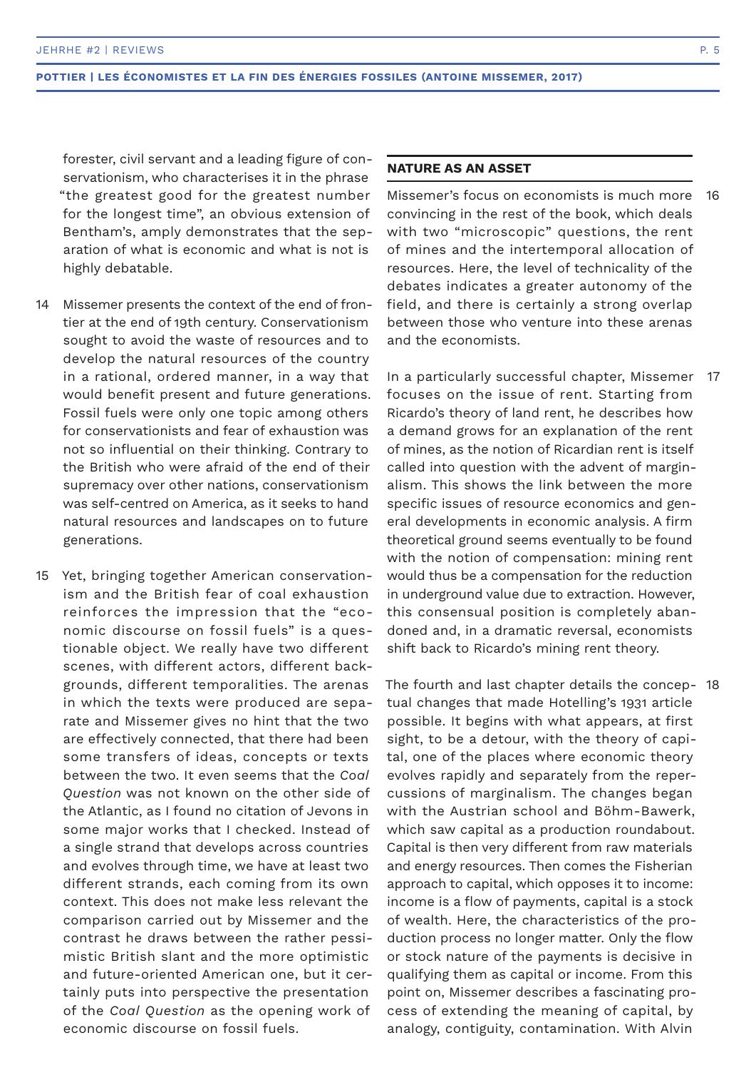forester, civil servant and a leading figure of conservationism, who characterises it in the phrase "the greatest good for the greatest number for the longest time", an obvious extension of Bentham's, amply demonstrates that the separation of what is economic and what is not is highly debatable.

14 Missemer presents the context of the end of frontier at the end of 19th century. Conservationism sought to avoid the waste of resources and to develop the natural resources of the country in a rational, ordered manner, in a way that would benefit present and future generations. Fossil fuels were only one topic among others for conservationists and fear of exhaustion was not so influential on their thinking. Contrary to the British who were afraid of the end of their supremacy over other nations, conservationism was self-centred on America, as it seeks to hand natural resources and landscapes on to future generations.

15 Yet, bringing together American conservationism and the British fear of coal exhaustion reinforces the impression that the "economic discourse on fossil fuels" is a questionable object. We really have two different scenes, with different actors, different backgrounds, different temporalities. The arenas in which the texts were produced are separate and Missemer gives no hint that the two are effectively connected, that there had been some transfers of ideas, concepts or texts between the two. It even seems that the *Coal Question* was not known on the other side of the Atlantic, as I found no citation of Jevons in some major works that I checked. Instead of a single strand that develops across countries and evolves through time, we have at least two different strands, each coming from its own context. This does not make less relevant the comparison carried out by Missemer and the contrast he draws between the rather pessimistic British slant and the more optimistic and future-oriented American one, but it certainly puts into perspective the presentation of the *Coal Question* as the opening work of economic discourse on fossil fuels.

## NATURE AS AN ASSET

16 Missemer's focus on economists is much more convincing in the rest of the book, which deals with two "microscopic" questions, the rent of mines and the intertemporal allocation of resources. Here, the level of technicality of the debates indicates a greater autonomy of the field, and there is certainly a strong overlap between those who venture into these arenas and the economists.

17 In a particularly successful chapter, Missemer focuses on the issue of rent. Starting from Ricardo's theory of land rent, he describes how a demand grows for an explanation of the rent of mines, as the notion of Ricardian rent is itself called into question with the advent of marginalism. This shows the link between the more specific issues of resource economics and general developments in economic analysis. A firm theoretical ground seems eventually to be found with the notion of compensation: mining rent would thus be a compensation for the reduction in underground value due to extraction. However, this consensual position is completely abandoned and, in a dramatic reversal, economists shift back to Ricardo's mining rent theory.

18 The fourth and last chapter details the conceptual changes that made Hotelling's 1931 article possible. It begins with what appears, at first sight, to be a detour, with the theory of capital, one of the places where economic theory evolves rapidly and separately from the repercussions of marginalism. The changes began with the Austrian school and Böhm-Bawerk, which saw capital as a production roundabout. Capital is then very different from raw materials and energy resources. Then comes the Fisherian approach to capital, which opposes it to income: income is a flow of payments, capital is a stock of wealth. Here, the characteristics of the production process no longer matter. Only the flow or stock nature of the payments is decisive in qualifying them as capital or income. From this point on, Missemer describes a fascinating process of extending the meaning of capital, by analogy, contiguity, contamination. With Alvin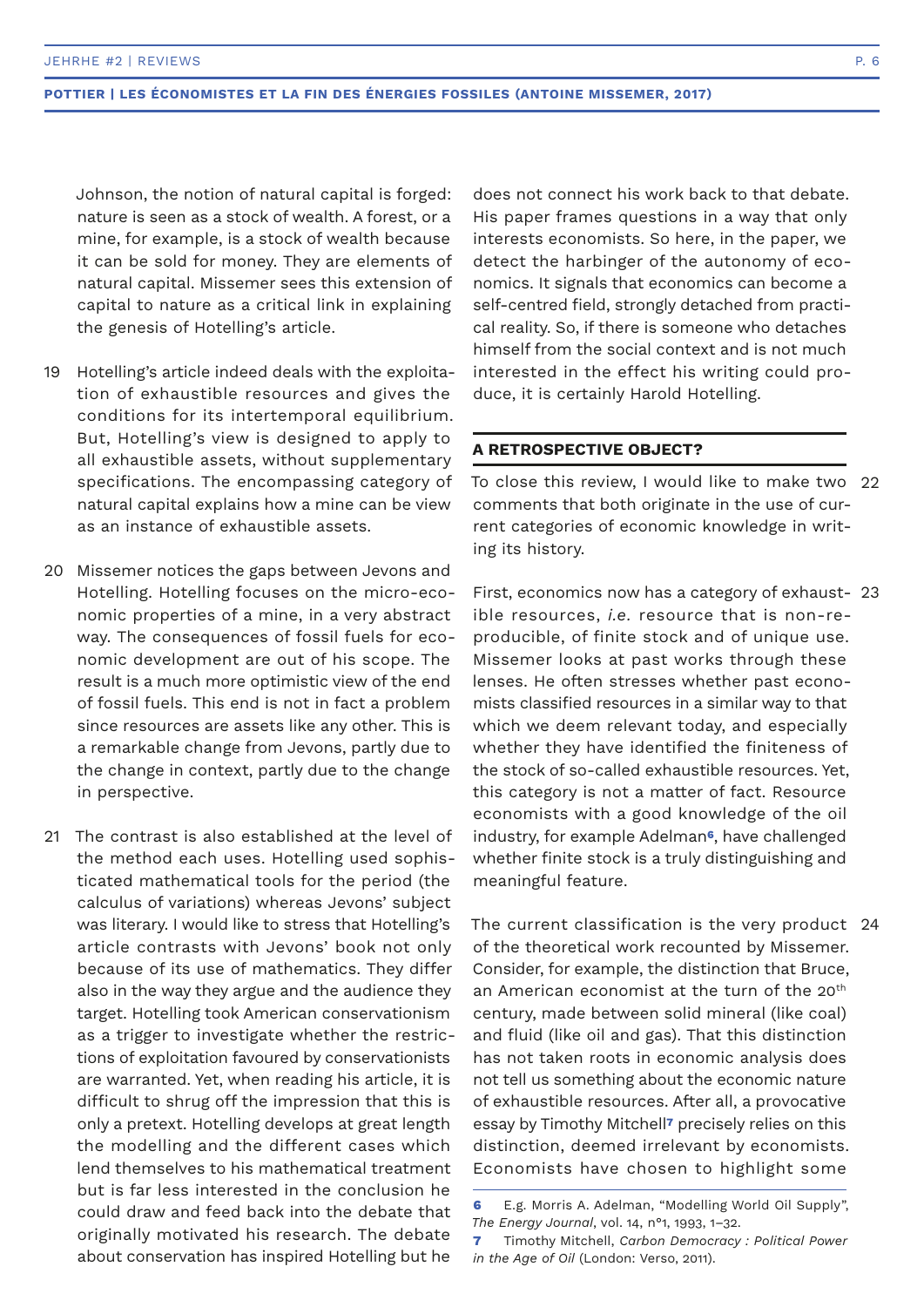Johnson, the notion of natural capital is forged: nature is seen as a stock of wealth. A forest, or a mine, for example, is a stock of wealth because it can be sold for money. They are elements of natural capital. Missemer sees this extension of capital to nature as a critical link in explaining the genesis of Hotelling's article.

19 Hotelling's article indeed deals with the exploitation of exhaustible resources and gives the conditions for its intertemporal equilibrium. But, Hotelling's view is designed to apply to all exhaustible assets, without supplementary specifications. The encompassing category of natural capital explains how a mine can be view as an instance of exhaustible assets.

20 Missemer notices the gaps between Jevons and Hotelling. Hotelling focuses on the micro-economic properties of a mine, in a very abstract way. The consequences of fossil fuels for economic development are out of his scope. The result is a much more optimistic view of the end of fossil fuels. This end is not in fact a problem since resources are assets like any other. This is a remarkable change from Jevons, partly due to the change in context, partly due to the change in perspective.

21 The contrast is also established at the level of the method each uses. Hotelling used sophisticated mathematical tools for the period (the calculus of variations) whereas Jevons' subject was literary. I would like to stress that Hotelling's article contrasts with Jevons' book not only because of its use of mathematics. They differ also in the way they argue and the audience they target. Hotelling took American conservationism as a trigger to investigate whether the restrictions of exploitation favoured by conservationists are warranted. Yet, when reading his article, it is difficult to shrug off the impression that this is only a pretext. Hotelling develops at great length the modelling and the different cases which lend themselves to his mathematical treatment but is far less interested in the conclusion he could draw and feed back into the debate that originally motivated his research. The debate about conservation has inspired Hotelling but he does not connect his work back to that debate. His paper frames questions in a way that only interests economists. So here, in the paper, we detect the harbinger of the autonomy of economics. It signals that economics can become a self-centred field, strongly detached from practical reality. So, if there is someone who detaches himself from the social context and is not much interested in the effect his writing could produce, it is certainly Harold Hotelling.

## A RETROSPECTIVE OBJECT?

22 To close this review, I would like to make two comments that both originate in the use of current categories of economic knowledge in writing its history.

23 First, economics now has a category of exhaustible resources, *i.e.* resource that is non-reproducible, of finite stock and of unique use. Missemer looks at past works through these lenses. He often stresses whether past economists classified resources in a similar way to that which we deem relevant today, and especially whether they have identified the finiteness of the stock of so-called exhaustible resources. Yet, this category is not a matter of fact. Resource economists with a good knowledge of the oil industry, for example Adelman[6], have challenged whether finite stock is a truly distinguishing and meaningful feature.

24 The current classification is the very product of the theoretical work recounted by Missemer. Consider, for example, the distinction that Bruce, an American economist at the turn of the 20th century, made between solid mineral (like coal) and fluid (like oil and gas). That this distinction has not taken roots in economic analysis does not tell us something about the economic nature of exhaustible resources. After all, a provocative essay by Timothy Mitchell[7] precisely relies on this distinction, deemed irrelevant by economists. Economists have chosen to highlight some

---

6 E.g. Morris A. Adelman, "Modelling World Oil Supply", *The Energy Journal*, vol. 14, n°1, 1993, 1–32.

7 Timothy Mitchell, *Carbon Democracy : Political Power in the Age of Oil* (London: Verso, 2011).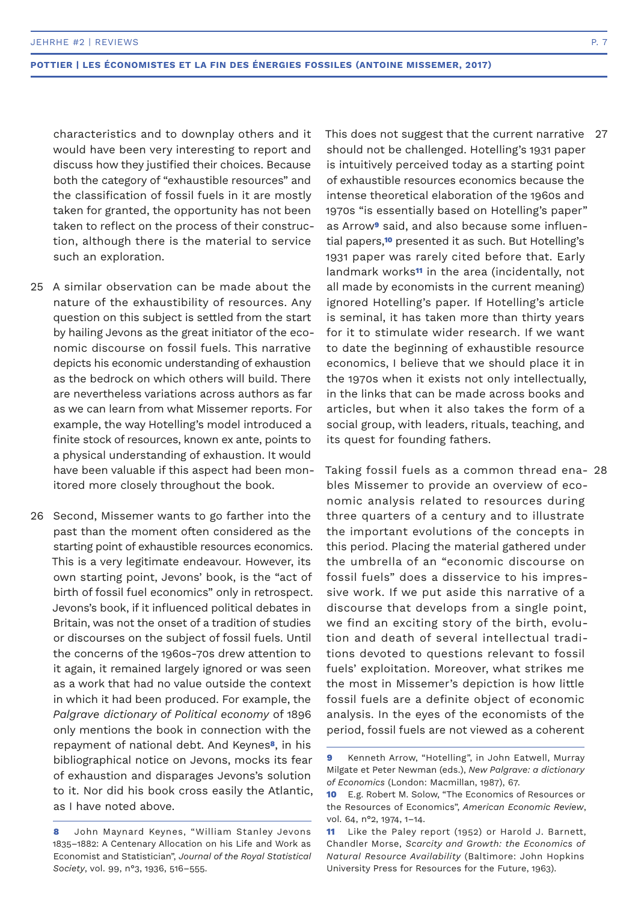characteristics and to downplay others and it would have been very interesting to report and discuss how they justified their choices. Because both the category of "exhaustible resources" and the classification of fossil fuels in it are mostly taken for granted, the opportunity has not been taken to reflect on the process of their construction, although there is the material to service such an exploration.

25 A similar observation can be made about the nature of the exhaustibility of resources. Any question on this subject is settled from the start by hailing Jevons as the great initiator of the economic discourse on fossil fuels. This narrative depicts his economic understanding of exhaustion as the bedrock on which others will build. There are nevertheless variations across authors as far as we can learn from what Missemer reports. For example, the way Hotelling's model introduced a finite stock of resources, known ex ante, points to a physical understanding of exhaustion. It would have been valuable if this aspect had been monitored more closely throughout the book.

26 Second, Missemer wants to go farther into the past than the moment often considered as the starting point of exhaustible resources economics. This is a very legitimate endeavour. However, its own starting point, Jevons' book, is the "act of birth of fossil fuel economics" only in retrospect. Jevons's book, if it influenced political debates in Britain, was not the onset of a tradition of studies or discourses on the subject of fossil fuels. Until the concerns of the 1960s-70s drew attention to it again, it remained largely ignored or was seen as a work that had no value outside the context in which it had been produced. For example, the *Palgrave dictionary of Political economy* of 1896 only mentions the book in connection with the repayment of national debt. And Keynes[8], in his bibliographical notice on Jevons, mocks its fear of exhaustion and disparages Jevons's solution to it. Nor did his book cross easily the Atlantic, as I have noted above.

27 This does not suggest that the current narrative should not be challenged. Hotelling's 1931 paper is intuitively perceived today as a starting point of exhaustible resources economics because the intense theoretical elaboration of the 1960s and 1970s "is essentially based on Hotelling's paper" as Arrow[9] said, and also because some influential papers,[10] presented it as such. But Hotelling's 1931 paper was rarely cited before that. Early landmark works[11] in the area (incidentally, not all made by economists in the current meaning) ignored Hotelling's paper. If Hotelling's article is seminal, it has taken more than thirty years for it to stimulate wider research. If we want to date the beginning of exhaustible resource economics, I believe that we should place it in the 1970s when it exists not only intellectually, in the links that can be made across books and articles, but when it also takes the form of a social group, with leaders, rituals, teaching, and its quest for founding fathers.

28 Taking fossil fuels as a common thread enables Missemer to provide an overview of economic analysis related to resources during three quarters of a century and to illustrate the important evolutions of the concepts in this period. Placing the material gathered under the umbrella of an "economic discourse on fossil fuels" does a disservice to his impressive work. If we put aside this narrative of a discourse that develops from a single point, we find an exciting story of the birth, evolution and death of several intellectual traditions devoted to questions relevant to fossil fuels' exploitation. Moreover, what strikes me the most in Missemer's depiction is how little fossil fuels are a definite object of economic analysis. In the eyes of the economists of the period, fossil fuels are not viewed as a coherent

---

8 John Maynard Keynes, "William Stanley Jevons 1835–1882: A Centenary Allocation on his Life and Work as Economist and Statistician", *Journal of the Royal Statistical Society*, vol. 99, n°3, 1936, 516–555.

9 Kenneth Arrow, "Hotelling", in John Eatwell, Murray Milgate et Peter Newman (eds.), *New Palgrave: a dictionary of Economics* (London: Macmillan, 1987), 67.

10 E.g. Robert M. Solow, "The Economics of Resources or the Resources of Economics", *American Economic Review*, vol. 64, n°2, 1974, 1–14.

11 Like the Paley report (1952) or Harold J. Barnett, Chandler Morse, *Scarcity and Growth: the Economics of Natural Resource Availability* (Baltimore: John Hopkins University Press for Resources for the Future, 1963).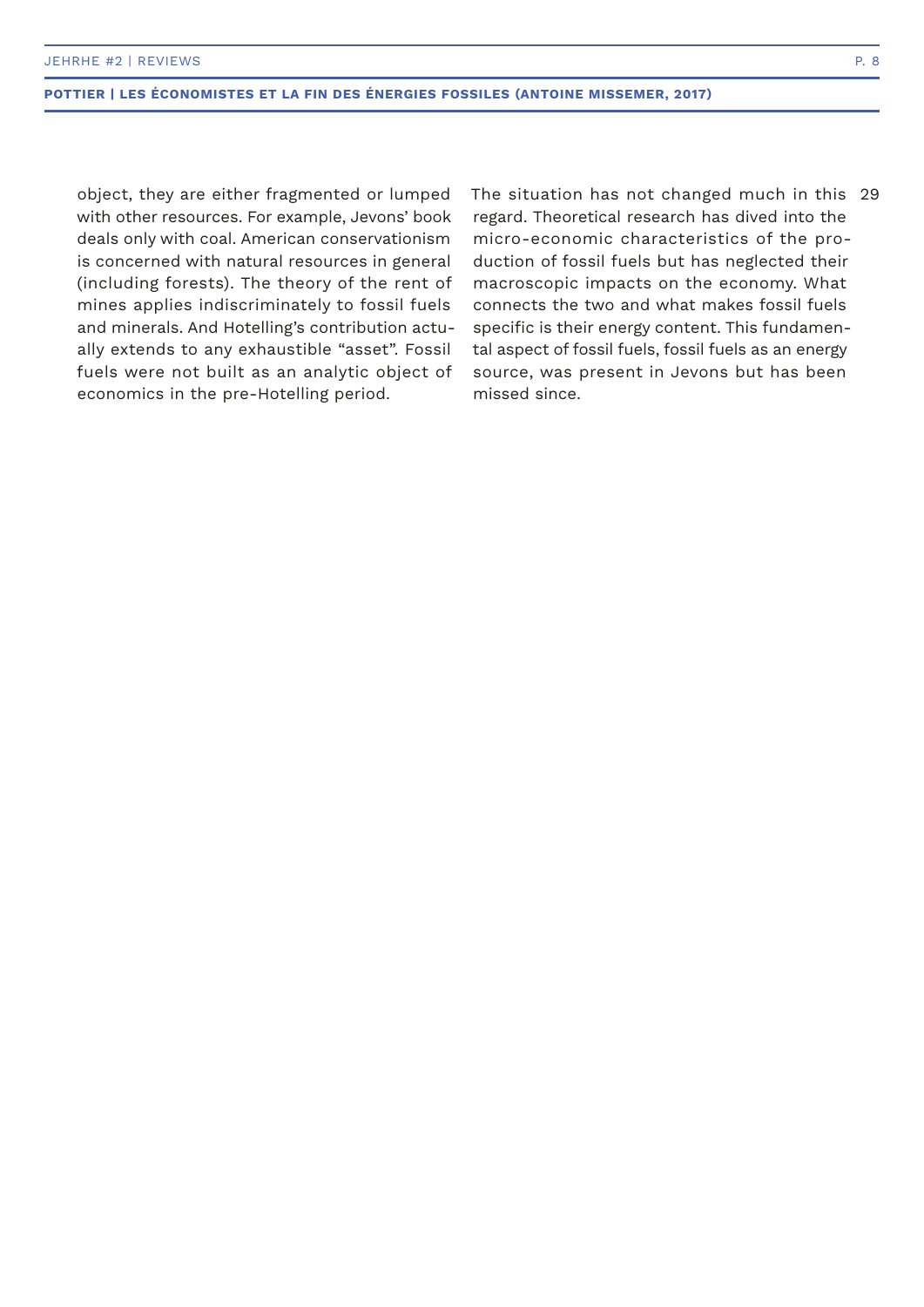object, they are either fragmented or lumped with other resources. For example, Jevons' book deals only with coal. American conservationism is concerned with natural resources in general (including forests). The theory of the rent of mines applies indiscriminately to fossil fuels and minerals. And Hotelling's contribution actually extends to any exhaustible "asset". Fossil fuels were not built as an analytic object of economics in the pre-Hotelling period.

29 The situation has not changed much in this regard. Theoretical research has dived into the micro-economic characteristics of the production of fossil fuels but has neglected their macroscopic impacts on the economy. What connects the two and what makes fossil fuels specific is their energy content. This fundamental aspect of fossil fuels, fossil fuels as an energy source, was present in Jevons but has been missed since.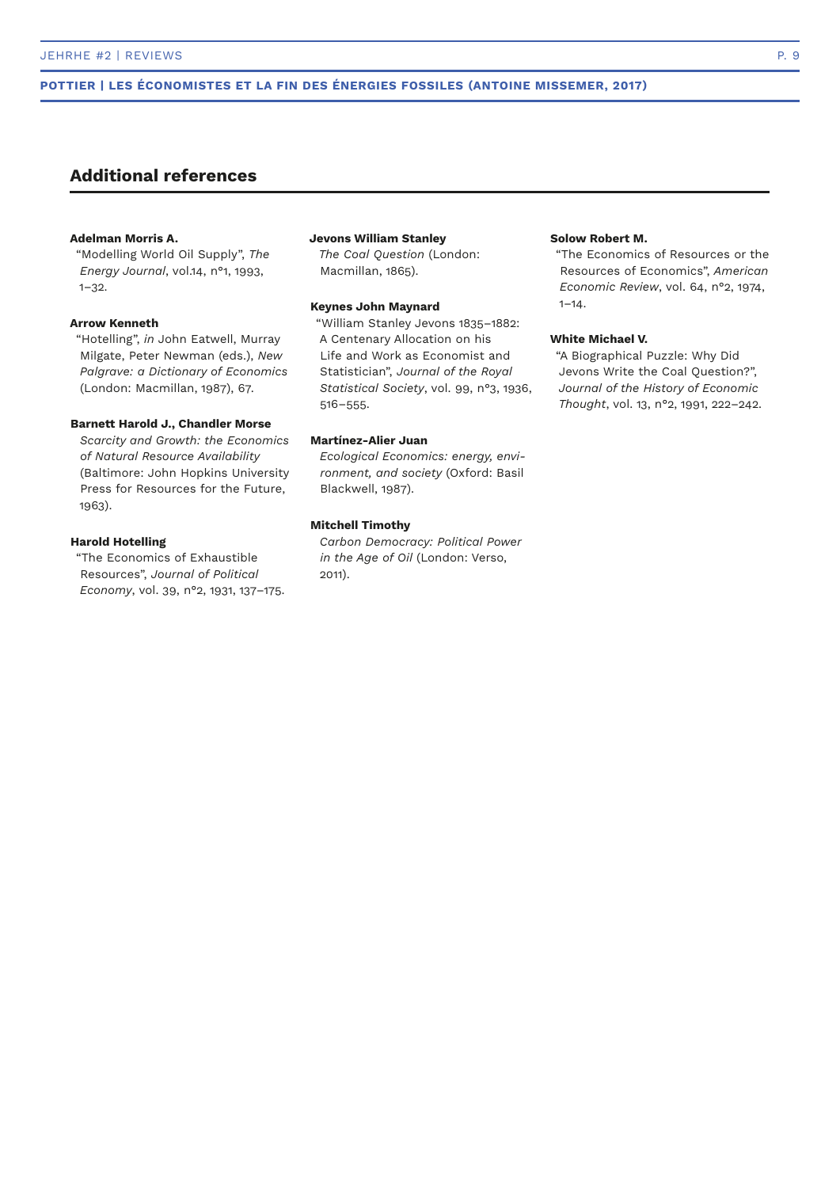## Additional references

**Adelman Morris A.**
"Modelling World Oil Supply", *The Energy Journal*, vol.14, n°1, 1993, 1–32.

**Arrow Kenneth**
"Hotelling", *in* John Eatwell, Murray Milgate, Peter Newman (eds.), *New Palgrave: a Dictionary of Economics* (London: Macmillan, 1987), 67.

**Barnett Harold J., Chandler Morse**
*Scarcity and Growth: the Economics of Natural Resource Availability* (Baltimore: John Hopkins University Press for Resources for the Future, 1963).

**Harold Hotelling**
"The Economics of Exhaustible Resources", *Journal of Political Economy*, vol. 39, n°2, 1931, 137–175.

**Jevons William Stanley**
*The Coal Question* (London: Macmillan, 1865).

**Keynes John Maynard**
"William Stanley Jevons 1835–1882: A Centenary Allocation on his Life and Work as Economist and Statistician", *Journal of the Royal Statistical Society*, vol. 99, n°3, 1936, 516–555.

**Martínez-Alier Juan**
*Ecological Economics: energy, environment, and society* (Oxford: Basil Blackwell, 1987).

**Mitchell Timothy**
*Carbon Democracy: Political Power in the Age of Oil* (London: Verso, 2011).

**Solow Robert M.**
"The Economics of Resources or the Resources of Economics", *American Economic Review*, vol. 64, n°2, 1974, 1–14.

**White Michael V.**
"A Biographical Puzzle: Why Did Jevons Write the Coal Question?", *Journal of the History of Economic Thought*, vol. 13, n°2, 1991, 222–242.